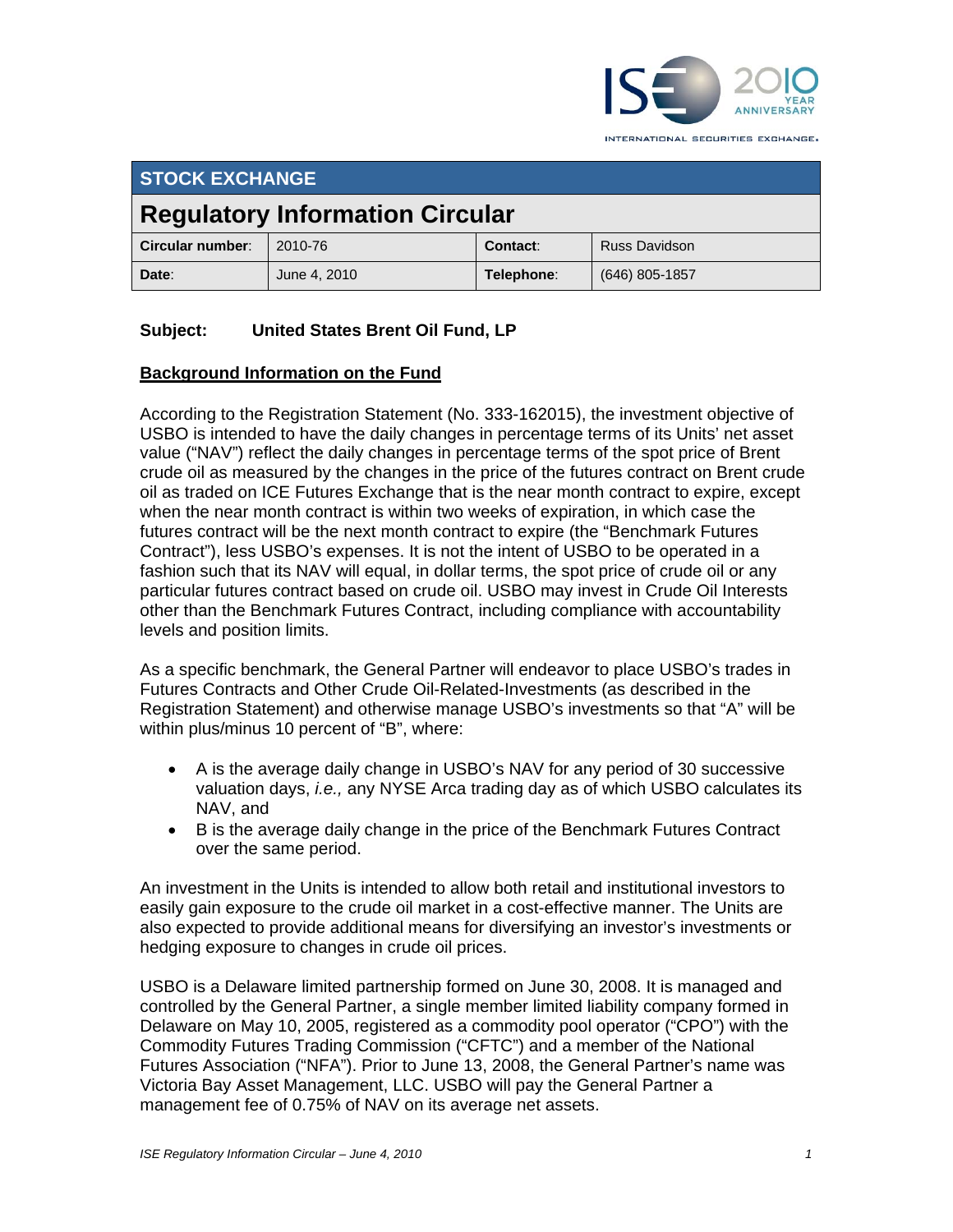## STOCK EXCHANGE

# Regulatory Information Circular

| Circular number: | 2010-76 | Contact: | Russ Davidson |
|---|---|---|---|
| Date: | June 4, 2010 | Telephone: | (646) 805-1857 |

**Subject: United States Brent Oil Fund, LP**

**Background Information on the Fund**

According to the Registration Statement (No. 333-162015), the investment objective of USBO is intended to have the daily changes in percentage terms of its Units' net asset value ("NAV") reflect the daily changes in percentage terms of the spot price of Brent crude oil as measured by the changes in the price of the futures contract on Brent crude oil as traded on ICE Futures Exchange that is the near month contract to expire, except when the near month contract is within two weeks of expiration, in which case the futures contract will be the next month contract to expire (the "Benchmark Futures Contract"), less USBO's expenses. It is not the intent of USBO to be operated in a fashion such that its NAV will equal, in dollar terms, the spot price of crude oil or any particular futures contract based on crude oil. USBO may invest in Crude Oil Interests other than the Benchmark Futures Contract, including compliance with accountability levels and position limits.

As a specific benchmark, the General Partner will endeavor to place USBO's trades in Futures Contracts and Other Crude Oil-Related-Investments (as described in the Registration Statement) and otherwise manage USBO's investments so that "A" will be within plus/minus 10 percent of "B", where:

- A is the average daily change in USBO's NAV for any period of 30 successive valuation days, *i.e.,* any NYSE Arca trading day as of which USBO calculates its NAV, and
- B is the average daily change in the price of the Benchmark Futures Contract over the same period.

An investment in the Units is intended to allow both retail and institutional investors to easily gain exposure to the crude oil market in a cost-effective manner. The Units are also expected to provide additional means for diversifying an investor's investments or hedging exposure to changes in crude oil prices.

USBO is a Delaware limited partnership formed on June 30, 2008. It is managed and controlled by the General Partner, a single member limited liability company formed in Delaware on May 10, 2005, registered as a commodity pool operator ("CPO") with the Commodity Futures Trading Commission ("CFTC") and a member of the National Futures Association ("NFA"). Prior to June 13, 2008, the General Partner's name was Victoria Bay Asset Management, LLC. USBO will pay the General Partner a management fee of 0.75% of NAV on its average net assets.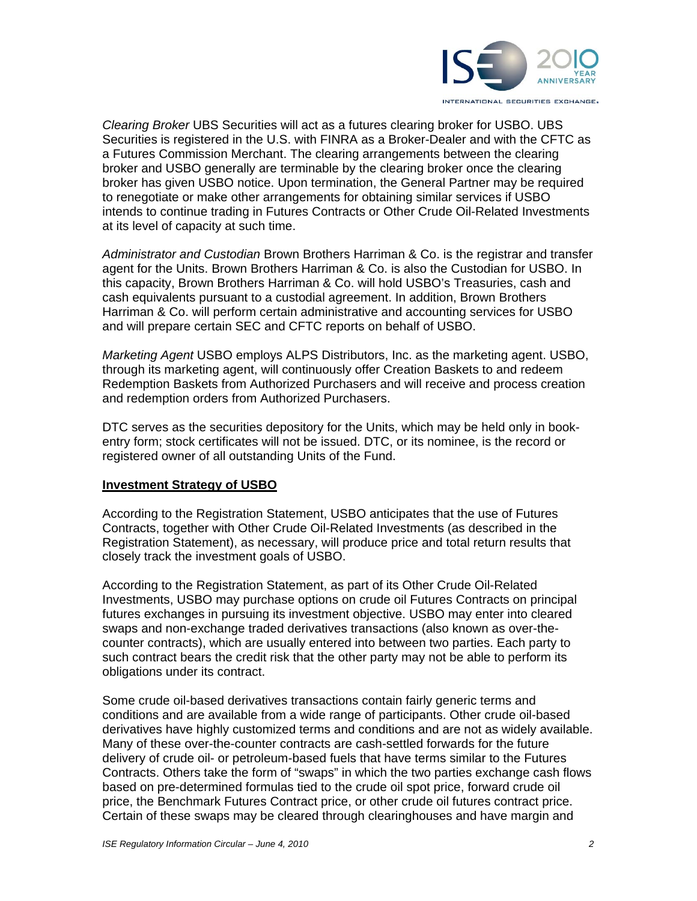*Clearing Broker* UBS Securities will act as a futures clearing broker for USBO. UBS Securities is registered in the U.S. with FINRA as a Broker-Dealer and with the CFTC as a Futures Commission Merchant. The clearing arrangements between the clearing broker and USBO generally are terminable by the clearing broker once the clearing broker has given USBO notice. Upon termination, the General Partner may be required to renegotiate or make other arrangements for obtaining similar services if USBO intends to continue trading in Futures Contracts or Other Crude Oil-Related Investments at its level of capacity at such time.

*Administrator and Custodian* Brown Brothers Harriman & Co. is the registrar and transfer agent for the Units. Brown Brothers Harriman & Co. is also the Custodian for USBO. In this capacity, Brown Brothers Harriman & Co. will hold USBO's Treasuries, cash and cash equivalents pursuant to a custodial agreement. In addition, Brown Brothers Harriman & Co. will perform certain administrative and accounting services for USBO and will prepare certain SEC and CFTC reports on behalf of USBO.

*Marketing Agent* USBO employs ALPS Distributors, Inc. as the marketing agent. USBO, through its marketing agent, will continuously offer Creation Baskets to and redeem Redemption Baskets from Authorized Purchasers and will receive and process creation and redemption orders from Authorized Purchasers.

DTC serves as the securities depository for the Units, which may be held only in book-entry form; stock certificates will not be issued. DTC, or its nominee, is the record or registered owner of all outstanding Units of the Fund.

**Investment Strategy of USBO**

According to the Registration Statement, USBO anticipates that the use of Futures Contracts, together with Other Crude Oil-Related Investments (as described in the Registration Statement), as necessary, will produce price and total return results that closely track the investment goals of USBO.

According to the Registration Statement, as part of its Other Crude Oil-Related Investments, USBO may purchase options on crude oil Futures Contracts on principal futures exchanges in pursuing its investment objective. USBO may enter into cleared swaps and non-exchange traded derivatives transactions (also known as over-the-counter contracts), which are usually entered into between two parties. Each party to such contract bears the credit risk that the other party may not be able to perform its obligations under its contract.

Some crude oil-based derivatives transactions contain fairly generic terms and conditions and are available from a wide range of participants. Other crude oil-based derivatives have highly customized terms and conditions and are not as widely available. Many of these over-the-counter contracts are cash-settled forwards for the future delivery of crude oil- or petroleum-based fuels that have terms similar to the Futures Contracts. Others take the form of "swaps" in which the two parties exchange cash flows based on pre-determined formulas tied to the crude oil spot price, forward crude oil price, the Benchmark Futures Contract price, or other crude oil futures contract price. Certain of these swaps may be cleared through clearinghouses and have margin and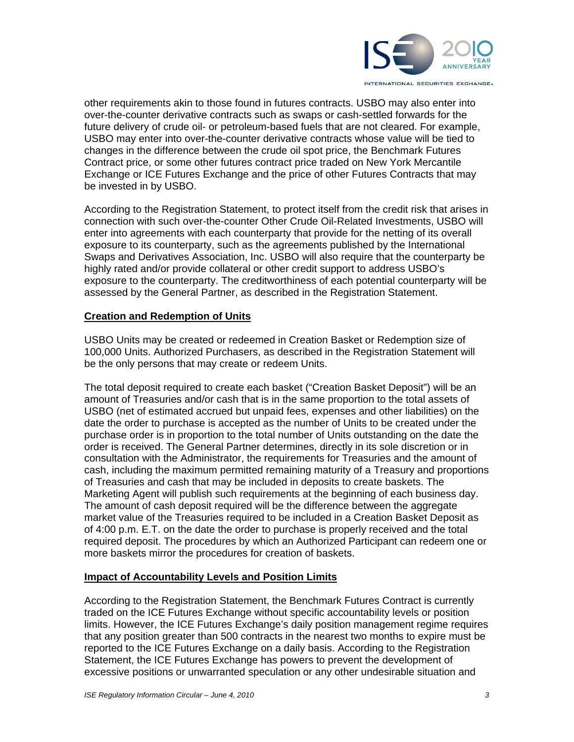other requirements akin to those found in futures contracts. USBO may also enter into over-the-counter derivative contracts such as swaps or cash-settled forwards for the future delivery of crude oil- or petroleum-based fuels that are not cleared. For example, USBO may enter into over-the-counter derivative contracts whose value will be tied to changes in the difference between the crude oil spot price, the Benchmark Futures Contract price, or some other futures contract price traded on New York Mercantile Exchange or ICE Futures Exchange and the price of other Futures Contracts that may be invested in by USBO.

According to the Registration Statement, to protect itself from the credit risk that arises in connection with such over-the-counter Other Crude Oil-Related Investments, USBO will enter into agreements with each counterparty that provide for the netting of its overall exposure to its counterparty, such as the agreements published by the International Swaps and Derivatives Association, Inc. USBO will also require that the counterparty be highly rated and/or provide collateral or other credit support to address USBO's exposure to the counterparty. The creditworthiness of each potential counterparty will be assessed by the General Partner, as described in the Registration Statement.

## Creation and Redemption of Units

USBO Units may be created or redeemed in Creation Basket or Redemption size of 100,000 Units. Authorized Purchasers, as described in the Registration Statement will be the only persons that may create or redeem Units.

The total deposit required to create each basket ("Creation Basket Deposit") will be an amount of Treasuries and/or cash that is in the same proportion to the total assets of USBO (net of estimated accrued but unpaid fees, expenses and other liabilities) on the date the order to purchase is accepted as the number of Units to be created under the purchase order is in proportion to the total number of Units outstanding on the date the order is received. The General Partner determines, directly in its sole discretion or in consultation with the Administrator, the requirements for Treasuries and the amount of cash, including the maximum permitted remaining maturity of a Treasury and proportions of Treasuries and cash that may be included in deposits to create baskets. The Marketing Agent will publish such requirements at the beginning of each business day. The amount of cash deposit required will be the difference between the aggregate market value of the Treasuries required to be included in a Creation Basket Deposit as of 4:00 p.m. E.T. on the date the order to purchase is properly received and the total required deposit. The procedures by which an Authorized Participant can redeem one or more baskets mirror the procedures for creation of baskets.

## Impact of Accountability Levels and Position Limits

According to the Registration Statement, the Benchmark Futures Contract is currently traded on the ICE Futures Exchange without specific accountability levels or position limits. However, the ICE Futures Exchange's daily position management regime requires that any position greater than 500 contracts in the nearest two months to expire must be reported to the ICE Futures Exchange on a daily basis. According to the Registration Statement, the ICE Futures Exchange has powers to prevent the development of excessive positions or unwarranted speculation or any other undesirable situation and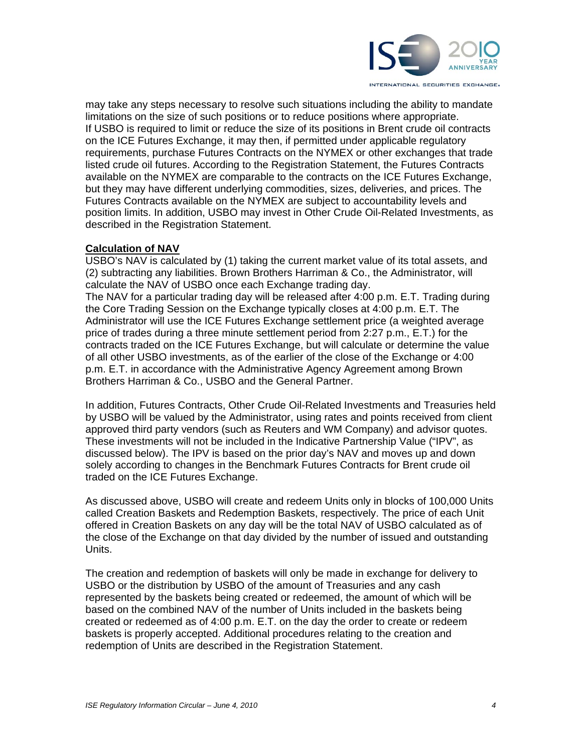may take any steps necessary to resolve such situations including the ability to mandate limitations on the size of such positions or to reduce positions where appropriate. If USBO is required to limit or reduce the size of its positions in Brent crude oil contracts on the ICE Futures Exchange, it may then, if permitted under applicable regulatory requirements, purchase Futures Contracts on the NYMEX or other exchanges that trade listed crude oil futures. According to the Registration Statement, the Futures Contracts available on the NYMEX are comparable to the contracts on the ICE Futures Exchange, but they may have different underlying commodities, sizes, deliveries, and prices. The Futures Contracts available on the NYMEX are subject to accountability levels and position limits. In addition, USBO may invest in Other Crude Oil-Related Investments, as described in the Registration Statement.

**Calculation of NAV**

USBO's NAV is calculated by (1) taking the current market value of its total assets, and (2) subtracting any liabilities. Brown Brothers Harriman & Co., the Administrator, will calculate the NAV of USBO once each Exchange trading day.

The NAV for a particular trading day will be released after 4:00 p.m. E.T. Trading during the Core Trading Session on the Exchange typically closes at 4:00 p.m. E.T. The Administrator will use the ICE Futures Exchange settlement price (a weighted average price of trades during a three minute settlement period from 2:27 p.m., E.T.) for the contracts traded on the ICE Futures Exchange, but will calculate or determine the value of all other USBO investments, as of the earlier of the close of the Exchange or 4:00 p.m. E.T. in accordance with the Administrative Agency Agreement among Brown Brothers Harriman & Co., USBO and the General Partner.

In addition, Futures Contracts, Other Crude Oil-Related Investments and Treasuries held by USBO will be valued by the Administrator, using rates and points received from client approved third party vendors (such as Reuters and WM Company) and advisor quotes. These investments will not be included in the Indicative Partnership Value ("IPV", as discussed below). The IPV is based on the prior day's NAV and moves up and down solely according to changes in the Benchmark Futures Contracts for Brent crude oil traded on the ICE Futures Exchange.

As discussed above, USBO will create and redeem Units only in blocks of 100,000 Units called Creation Baskets and Redemption Baskets, respectively. The price of each Unit offered in Creation Baskets on any day will be the total NAV of USBO calculated as of the close of the Exchange on that day divided by the number of issued and outstanding Units.

The creation and redemption of baskets will only be made in exchange for delivery to USBO or the distribution by USBO of the amount of Treasuries and any cash represented by the baskets being created or redeemed, the amount of which will be based on the combined NAV of the number of Units included in the baskets being created or redeemed as of 4:00 p.m. E.T. on the day the order to create or redeem baskets is properly accepted. Additional procedures relating to the creation and redemption of Units are described in the Registration Statement.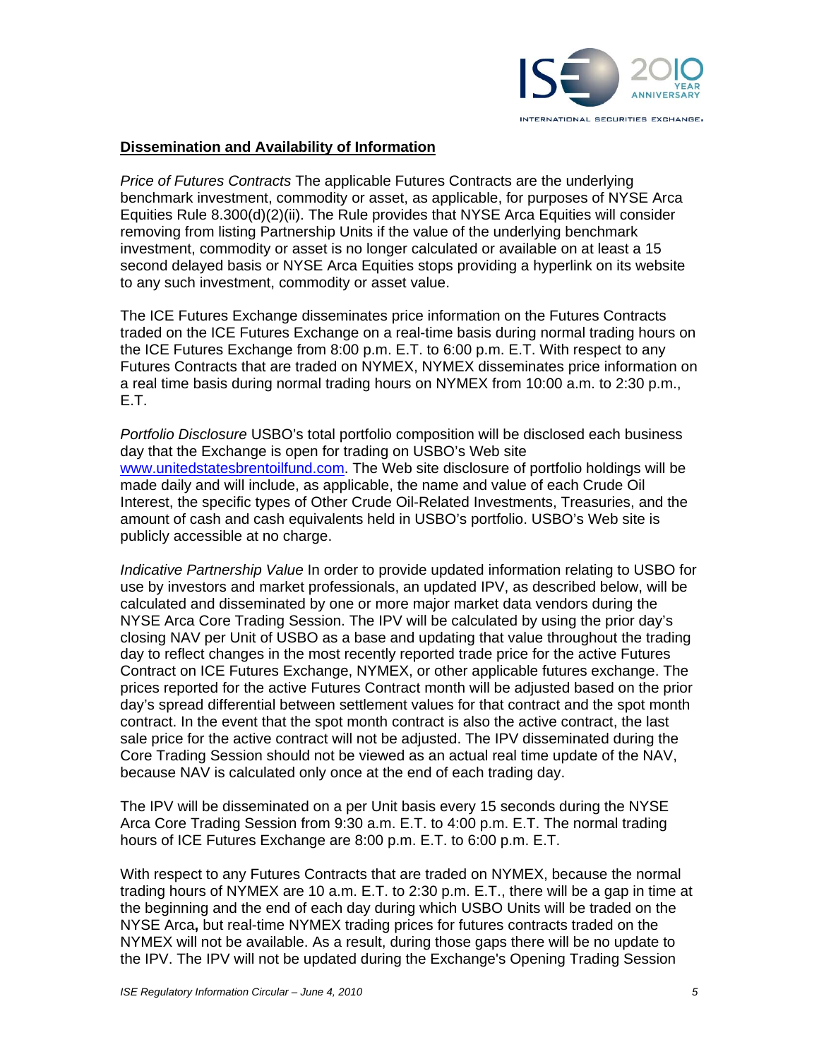**Dissemination and Availability of Information**

*Price of Futures Contracts* The applicable Futures Contracts are the underlying benchmark investment, commodity or asset, as applicable, for purposes of NYSE Arca Equities Rule 8.300(d)(2)(ii). The Rule provides that NYSE Arca Equities will consider removing from listing Partnership Units if the value of the underlying benchmark investment, commodity or asset is no longer calculated or available on at least a 15 second delayed basis or NYSE Arca Equities stops providing a hyperlink on its website to any such investment, commodity or asset value.

The ICE Futures Exchange disseminates price information on the Futures Contracts traded on the ICE Futures Exchange on a real-time basis during normal trading hours on the ICE Futures Exchange from 8:00 p.m. E.T. to 6:00 p.m. E.T. With respect to any Futures Contracts that are traded on NYMEX, NYMEX disseminates price information on a real time basis during normal trading hours on NYMEX from 10:00 a.m. to 2:30 p.m., E.T.

*Portfolio Disclosure* USBO's total portfolio composition will be disclosed each business day that the Exchange is open for trading on USBO's Web site www.unitedstatesbrentoilfund.com. The Web site disclosure of portfolio holdings will be made daily and will include, as applicable, the name and value of each Crude Oil Interest, the specific types of Other Crude Oil-Related Investments, Treasuries, and the amount of cash and cash equivalents held in USBO's portfolio. USBO's Web site is publicly accessible at no charge.

*Indicative Partnership Value* In order to provide updated information relating to USBO for use by investors and market professionals, an updated IPV, as described below, will be calculated and disseminated by one or more major market data vendors during the NYSE Arca Core Trading Session. The IPV will be calculated by using the prior day's closing NAV per Unit of USBO as a base and updating that value throughout the trading day to reflect changes in the most recently reported trade price for the active Futures Contract on ICE Futures Exchange, NYMEX, or other applicable futures exchange. The prices reported for the active Futures Contract month will be adjusted based on the prior day's spread differential between settlement values for that contract and the spot month contract. In the event that the spot month contract is also the active contract, the last sale price for the active contract will not be adjusted. The IPV disseminated during the Core Trading Session should not be viewed as an actual real time update of the NAV, because NAV is calculated only once at the end of each trading day.

The IPV will be disseminated on a per Unit basis every 15 seconds during the NYSE Arca Core Trading Session from 9:30 a.m. E.T. to 4:00 p.m. E.T. The normal trading hours of ICE Futures Exchange are 8:00 p.m. E.T. to 6:00 p.m. E.T.

With respect to any Futures Contracts that are traded on NYMEX, because the normal trading hours of NYMEX are 10 a.m. E.T. to 2:30 p.m. E.T., there will be a gap in time at the beginning and the end of each day during which USBO Units will be traded on the NYSE Arca**,** but real-time NYMEX trading prices for futures contracts traded on the NYMEX will not be available. As a result, during those gaps there will be no update to the IPV. The IPV will not be updated during the Exchange's Opening Trading Session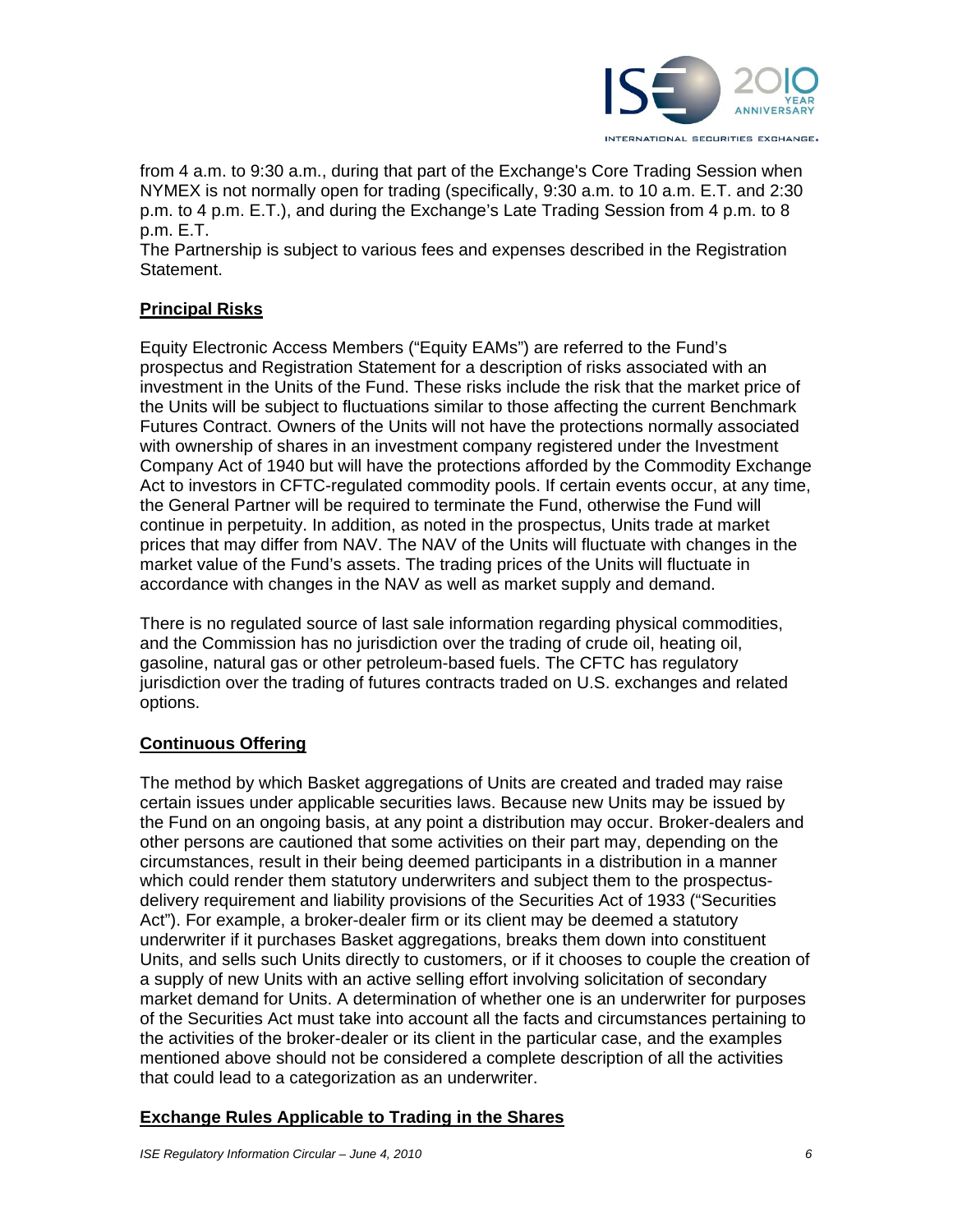from 4 a.m. to 9:30 a.m., during that part of the Exchange's Core Trading Session when NYMEX is not normally open for trading (specifically, 9:30 a.m. to 10 a.m. E.T. and 2:30 p.m. to 4 p.m. E.T.), and during the Exchange's Late Trading Session from 4 p.m. to 8 p.m. E.T.

The Partnership is subject to various fees and expenses described in the Registration Statement.

## Principal Risks

Equity Electronic Access Members ("Equity EAMs") are referred to the Fund's prospectus and Registration Statement for a description of risks associated with an investment in the Units of the Fund. These risks include the risk that the market price of the Units will be subject to fluctuations similar to those affecting the current Benchmark Futures Contract. Owners of the Units will not have the protections normally associated with ownership of shares in an investment company registered under the Investment Company Act of 1940 but will have the protections afforded by the Commodity Exchange Act to investors in CFTC-regulated commodity pools. If certain events occur, at any time, the General Partner will be required to terminate the Fund, otherwise the Fund will continue in perpetuity. In addition, as noted in the prospectus, Units trade at market prices that may differ from NAV. The NAV of the Units will fluctuate with changes in the market value of the Fund's assets. The trading prices of the Units will fluctuate in accordance with changes in the NAV as well as market supply and demand.

There is no regulated source of last sale information regarding physical commodities, and the Commission has no jurisdiction over the trading of crude oil, heating oil, gasoline, natural gas or other petroleum-based fuels. The CFTC has regulatory jurisdiction over the trading of futures contracts traded on U.S. exchanges and related options.

## Continuous Offering

The method by which Basket aggregations of Units are created and traded may raise certain issues under applicable securities laws. Because new Units may be issued by the Fund on an ongoing basis, at any point a distribution may occur. Broker-dealers and other persons are cautioned that some activities on their part may, depending on the circumstances, result in their being deemed participants in a distribution in a manner which could render them statutory underwriters and subject them to the prospectus-delivery requirement and liability provisions of the Securities Act of 1933 ("Securities Act"). For example, a broker-dealer firm or its client may be deemed a statutory underwriter if it purchases Basket aggregations, breaks them down into constituent Units, and sells such Units directly to customers, or if it chooses to couple the creation of a supply of new Units with an active selling effort involving solicitation of secondary market demand for Units. A determination of whether one is an underwriter for purposes of the Securities Act must take into account all the facts and circumstances pertaining to the activities of the broker-dealer or its client in the particular case, and the examples mentioned above should not be considered a complete description of all the activities that could lead to a categorization as an underwriter.

## Exchange Rules Applicable to Trading in the Shares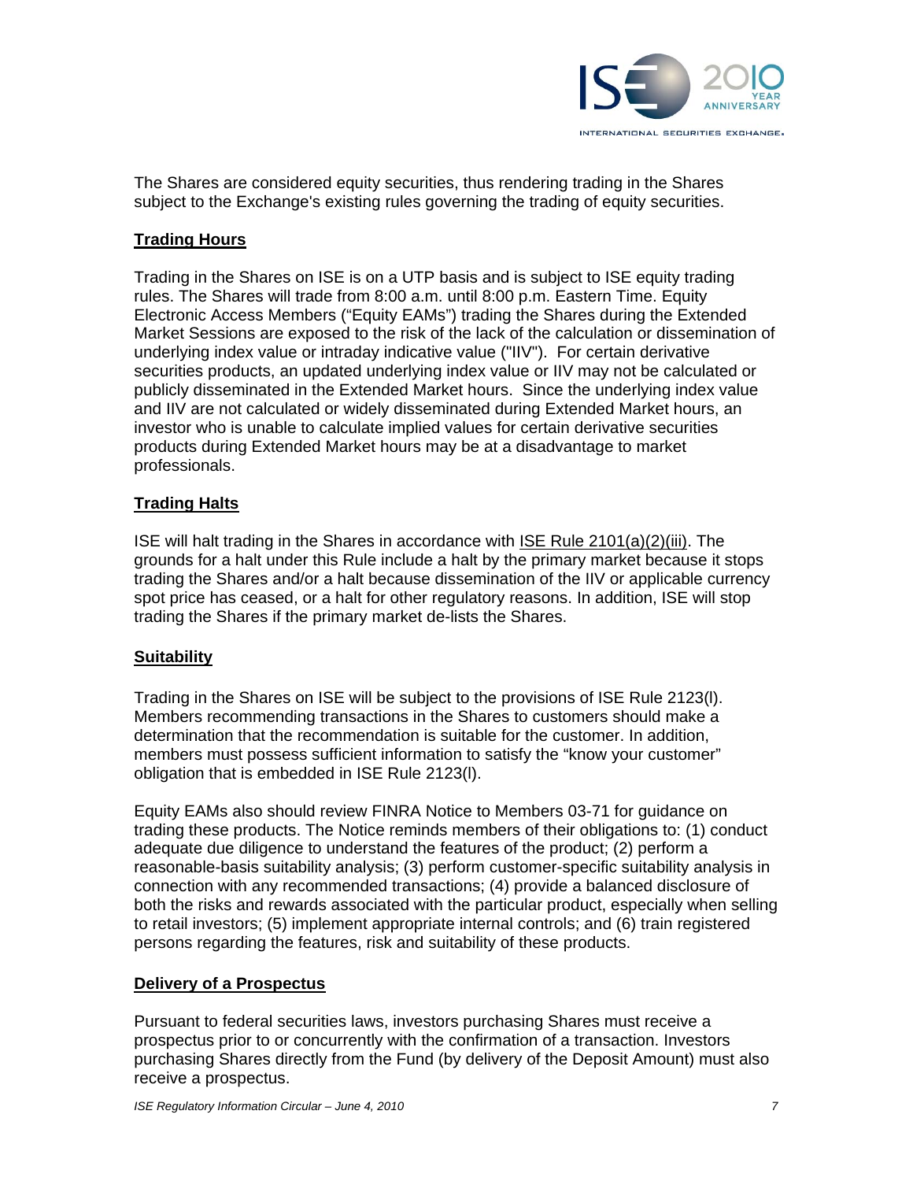The Shares are considered equity securities, thus rendering trading in the Shares subject to the Exchange's existing rules governing the trading of equity securities.

## Trading Hours

Trading in the Shares on ISE is on a UTP basis and is subject to ISE equity trading rules. The Shares will trade from 8:00 a.m. until 8:00 p.m. Eastern Time. Equity Electronic Access Members ("Equity EAMs") trading the Shares during the Extended Market Sessions are exposed to the risk of the lack of the calculation or dissemination of underlying index value or intraday indicative value ("IIV"). For certain derivative securities products, an updated underlying index value or IIV may not be calculated or publicly disseminated in the Extended Market hours. Since the underlying index value and IIV are not calculated or widely disseminated during Extended Market hours, an investor who is unable to calculate implied values for certain derivative securities products during Extended Market hours may be at a disadvantage to market professionals.

## Trading Halts

ISE will halt trading in the Shares in accordance with ISE Rule 2101(a)(2)(iii). The grounds for a halt under this Rule include a halt by the primary market because it stops trading the Shares and/or a halt because dissemination of the IIV or applicable currency spot price has ceased, or a halt for other regulatory reasons. In addition, ISE will stop trading the Shares if the primary market de-lists the Shares.

## Suitability

Trading in the Shares on ISE will be subject to the provisions of ISE Rule 2123(l). Members recommending transactions in the Shares to customers should make a determination that the recommendation is suitable for the customer. In addition, members must possess sufficient information to satisfy the "know your customer" obligation that is embedded in ISE Rule 2123(l).

Equity EAMs also should review FINRA Notice to Members 03-71 for guidance on trading these products. The Notice reminds members of their obligations to: (1) conduct adequate due diligence to understand the features of the product; (2) perform a reasonable-basis suitability analysis; (3) perform customer-specific suitability analysis in connection with any recommended transactions; (4) provide a balanced disclosure of both the risks and rewards associated with the particular product, especially when selling to retail investors; (5) implement appropriate internal controls; and (6) train registered persons regarding the features, risk and suitability of these products.

## Delivery of a Prospectus

Pursuant to federal securities laws, investors purchasing Shares must receive a prospectus prior to or concurrently with the confirmation of a transaction. Investors purchasing Shares directly from the Fund (by delivery of the Deposit Amount) must also receive a prospectus.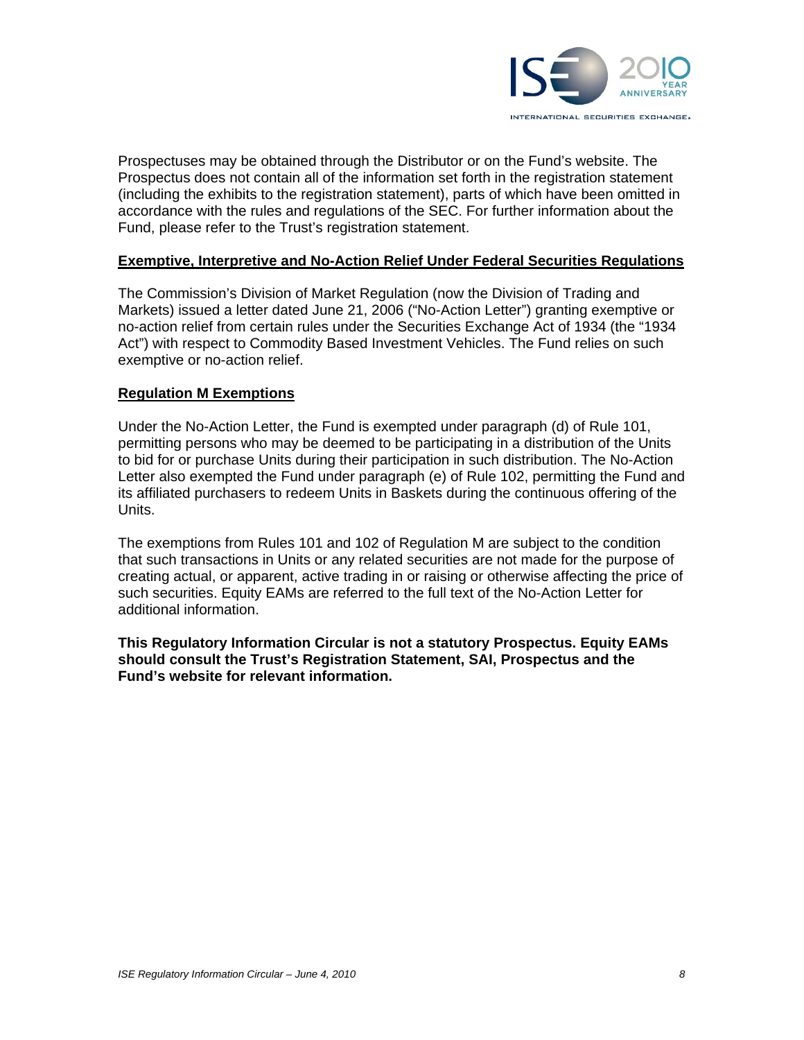Prospectuses may be obtained through the Distributor or on the Fund's website. The Prospectus does not contain all of the information set forth in the registration statement (including the exhibits to the registration statement), parts of which have been omitted in accordance with the rules and regulations of the SEC. For further information about the Fund, please refer to the Trust's registration statement.

**Exemptive, Interpretive and No-Action Relief Under Federal Securities Regulations**

The Commission's Division of Market Regulation (now the Division of Trading and Markets) issued a letter dated June 21, 2006 ("No-Action Letter") granting exemptive or no-action relief from certain rules under the Securities Exchange Act of 1934 (the "1934 Act") with respect to Commodity Based Investment Vehicles. The Fund relies on such exemptive or no-action relief.

**Regulation M Exemptions**

Under the No-Action Letter, the Fund is exempted under paragraph (d) of Rule 101, permitting persons who may be deemed to be participating in a distribution of the Units to bid for or purchase Units during their participation in such distribution. The No-Action Letter also exempted the Fund under paragraph (e) of Rule 102, permitting the Fund and its affiliated purchasers to redeem Units in Baskets during the continuous offering of the Units.

The exemptions from Rules 101 and 102 of Regulation M are subject to the condition that such transactions in Units or any related securities are not made for the purpose of creating actual, or apparent, active trading in or raising or otherwise affecting the price of such securities. Equity EAMs are referred to the full text of the No-Action Letter for additional information.

**This Regulatory Information Circular is not a statutory Prospectus. Equity EAMs should consult the Trust's Registration Statement, SAI, Prospectus and the Fund's website for relevant information.**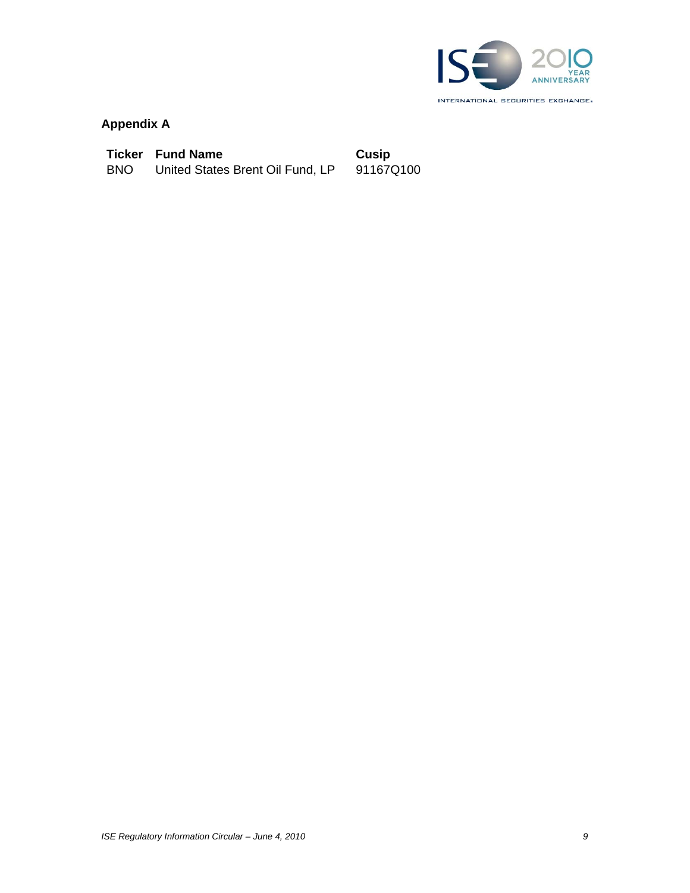## Appendix A

| Ticker | Fund Name | Cusip |
| --- | --- | --- |
| BNO | United States Brent Oil Fund, LP | 91167Q100 |